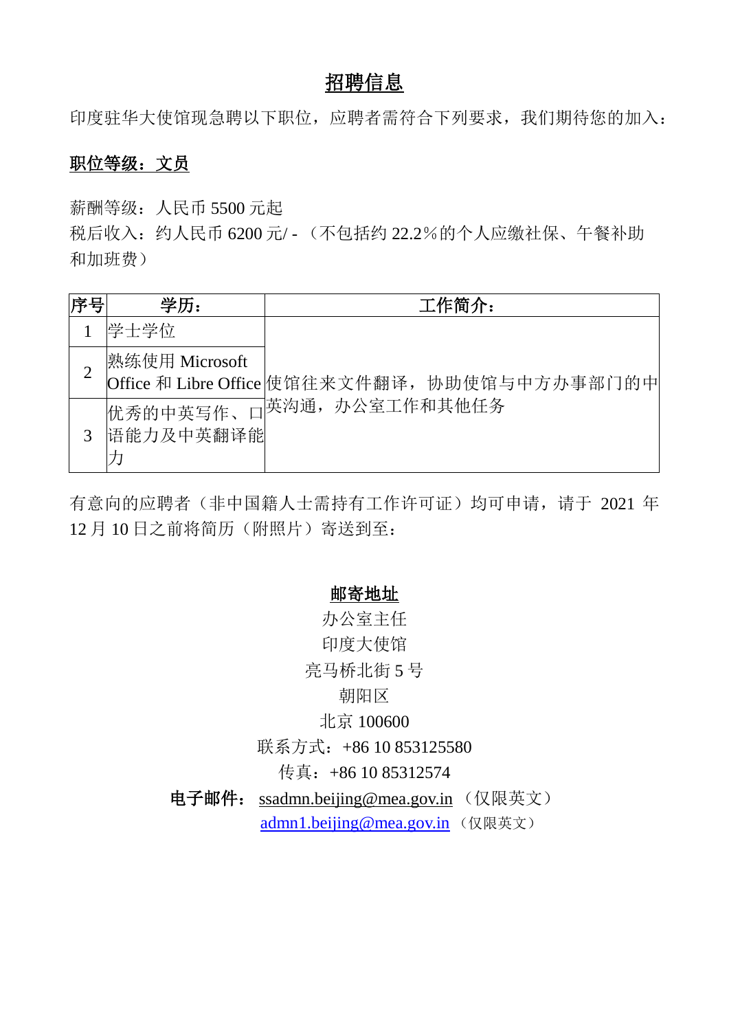# 招聘信息

印度驻华大使馆现急聘以下职位，应聘者需符合下列要求，我们期待您的加入：

## 职位等级：文员

薪酬等级：人民币 5500 元起

税后收入：约人民币 6200 元/ - （不包括约 22.2%的个人应缴社保、午餐补助和加班费）

| 序号 | 学历： | 工作简介： |
|---|---|---|
| 1 | 学士学位 | 使馆往来文件翻译，协助使馆与中方办事部门的中英沟通，办公室工作和其他任务 |
| 2 | 熟练使用 Microsoft Office 和 Libre Office | |
| 3 | 优秀的中英写作、口语能力及中英翻译能力 | |

有意向的应聘者（非中国籍人士需持有工作许可证）均可申请，请于 2021 年 12 月 10 日之前将简历（附照片）寄送到至：

**邮寄地址**

办公室主任

印度大使馆

亮马桥北街 5 号

朝阳区

北京 100600

联系方式：+86 10 853125580

传真：+86 10 85312574

**电子邮件：** ssadmn.beijing@mea.gov.in （仅限英文）

admn1.beijing@mea.gov.in （仅限英文）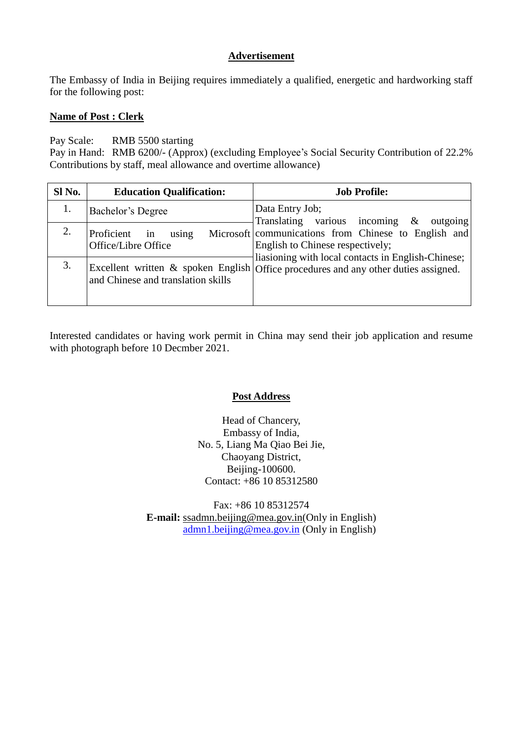## Advertisement

The Embassy of India in Beijing requires immediately a qualified, energetic and hardworking staff for the following post:

**Name of Post : Clerk**

Pay Scale: RMB 5500 starting
Pay in Hand: RMB 6200/- (Approx) (excluding Employee's Social Security Contribution of 22.2% Contributions by staff, meal allowance and overtime allowance)

| Sl No. | Education Qualification: | Job Profile: |
|---|---|---|
| 1. | Bachelor's Degree | Data Entry Job; Translating various incoming & outgoing communications from Chinese to English and English to Chinese respectively; liasioning with local contacts in English-Chinese; Office procedures and any other duties assigned. |
| 2. | Proficient in using Microsoft Office/Libre Office | |
| 3. | Excellent written & spoken English and Chinese and translation skills | |

Interested candidates or having work permit in China may send their job application and resume with photograph before 10 Decmber 2021.

**Post Address**

Head of Chancery,
Embassy of India,
No. 5, Liang Ma Qiao Bei Jie,
Chaoyang District,
Beijing-100600.
Contact: +86 10 85312580

Fax: +86 10 85312574
**E-mail:** ssadmn.beijing@mea.gov.in(Only in English)
admn1.beijing@mea.gov.in (Only in English)